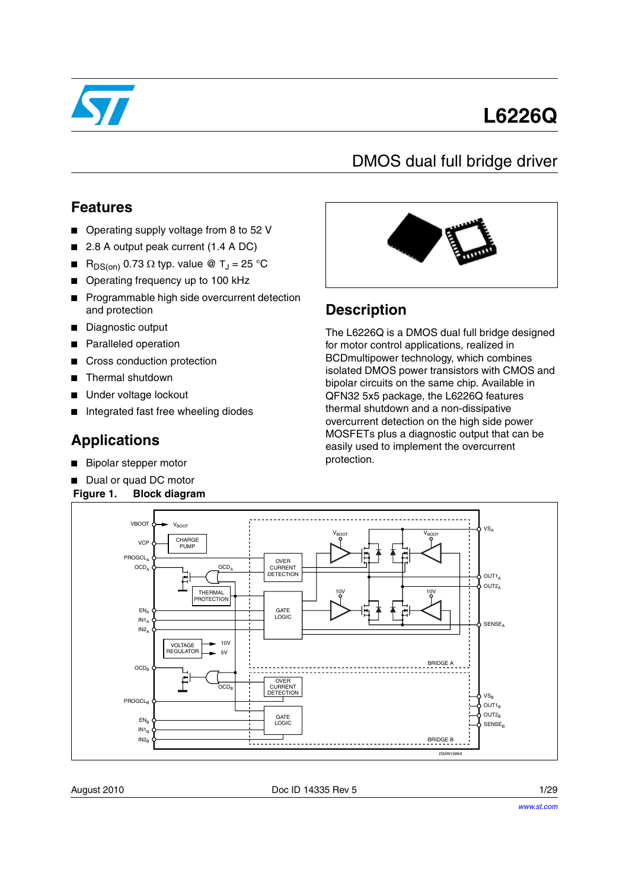# L6226Q

## DMOS dual full bridge driver

## Features

- Operating supply voltage from 8 to 52 V
- 2.8 A output peak current (1.4 A DC)
- $R_{DS(on)}$ 0.73 Ω typ. value @ $T_J$ = 25 °C
- Operating frequency up to 100 kHz
- Programmable high side overcurrent detection and protection
- Diagnostic output
- Paralleled operation
- Cross conduction protection
- Thermal shutdown
- Under voltage lockout
- Integrated fast free wheeling diodes

## Applications

- Bipolar stepper motor
- Dual or quad DC motor

## Description

The L6226Q is a DMOS dual full bridge designed for motor control applications, realized in BCDmultipower technology, which combines isolated DMOS power transistors with CMOS and bipolar circuits on the same chip. Available in QFN32 5x5 package, the L6226Q features thermal shutdown and a non-dissipative overcurrent detection on the high side power MOSFETs plus a diagnostic output that can be easily used to implement the overcurrent protection.

**Figure 1. Block diagram**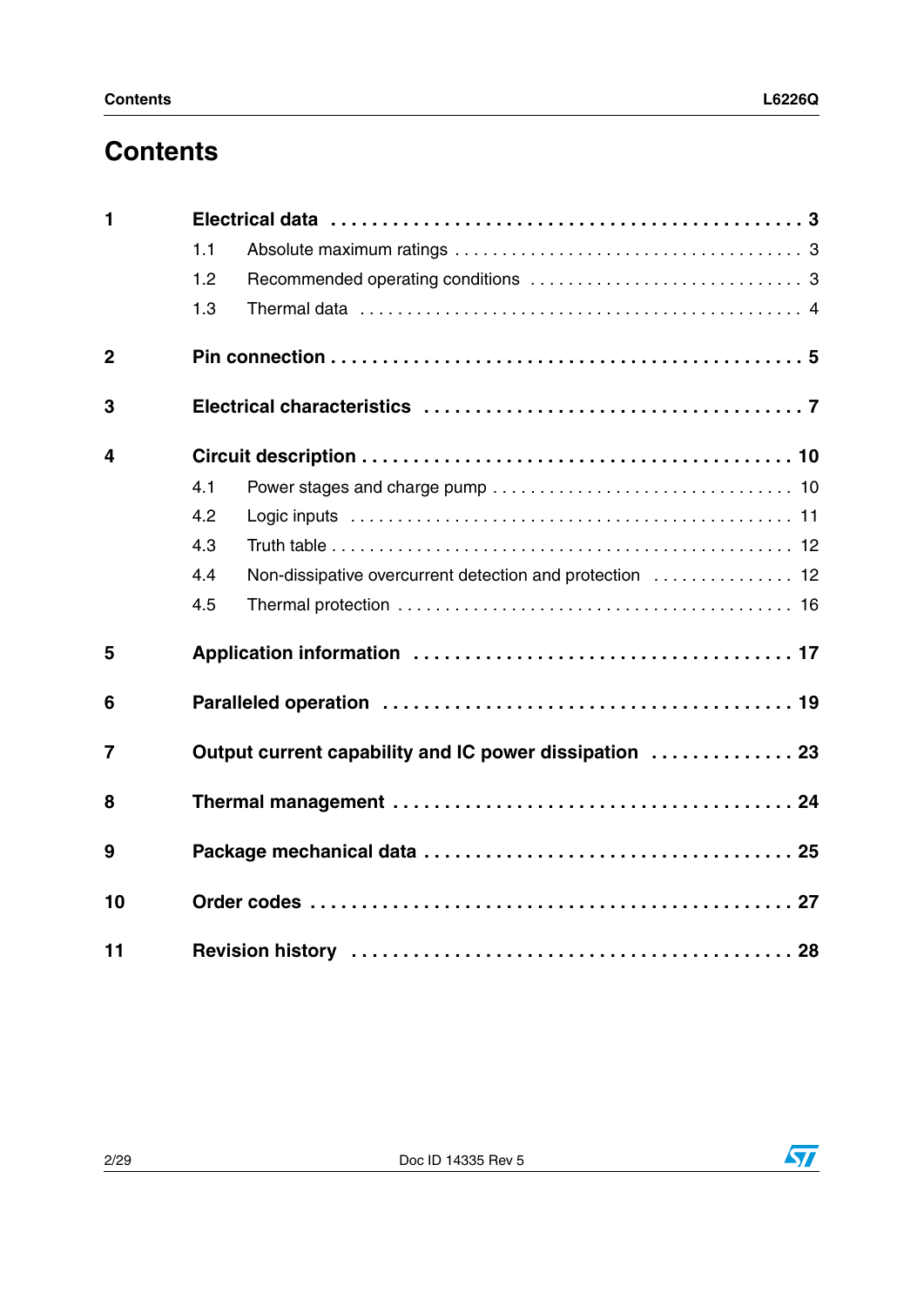# Contents

| | | |
|---|---|---|
| **1** | **Electrical data** | **3** |
| | 1.1 Absolute maximum ratings | 3 |
| | 1.2 Recommended operating conditions | 3 |
| | 1.3 Thermal data | 4 |
| **2** | **Pin connection** | **5** |
| **3** | **Electrical characteristics** | **7** |
| **4** | **Circuit description** | **10** |
| | 4.1 Power stages and charge pump | 10 |
| | 4.2 Logic inputs | 11 |
| | 4.3 Truth table | 12 |
| | 4.4 Non-dissipative overcurrent detection and protection | 12 |
| | 4.5 Thermal protection | 16 |
| **5** | **Application information** | **17** |
| **6** | **Paralleled operation** | **19** |
| **7** | **Output current capability and IC power dissipation** | **23** |
| **8** | **Thermal management** | **24** |
| **9** | **Package mechanical data** | **25** |
| **10** | **Order codes** | **27** |
| **11** | **Revision history** | **28** |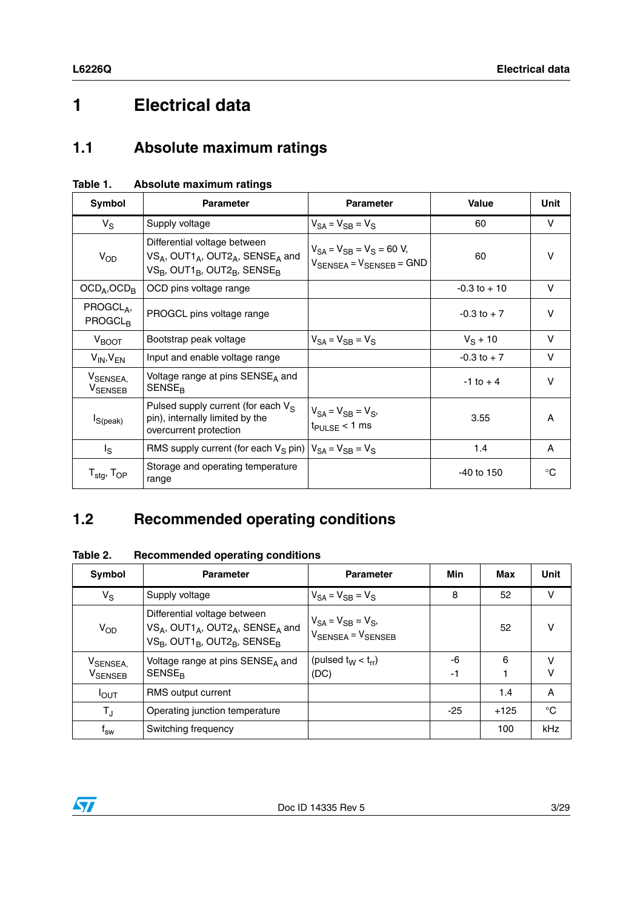# 1 Electrical data

## 1.1 Absolute maximum ratings

**Table 1. Absolute maximum ratings**

| Symbol | Parameter | Parameter | Value | Unit |
|---|---|---|---|---|
| $V_S$ | Supply voltage | $V_{SA} = V_{SB} = V_S$ | 60 | V |
| $V_{OD}$ | Differential voltage between $VS_A$, $OUT1_A$, $OUT2_A$, $SENSE_A$ and $VS_B$, $OUT1_B$, $OUT2_B$, $SENSE_B$ | $V_{SA} = V_{SB} = V_S = 60$ V, $V_{SENSEA} = V_{SENSEB} = GND$ | 60 | V |
| $OCD_A$,$OCD_B$ | OCD pins voltage range | | -0.3 to + 10 | V |
| $PROGCL_A$, $PROGCL_B$ | PROGCL pins voltage range | | -0.3 to + 7 | V |
| $V_{BOOT}$ | Bootstrap peak voltage | $V_{SA} = V_{SB} = V_S$ | $V_S$ + 10 | V |
| $V_{IN}$,$V_{EN}$ | Input and enable voltage range | | -0.3 to + 7 | V |
| $V_{SENSEA}$, $V_{SENSEB}$ | Voltage range at pins $SENSE_A$ and $SENSE_B$ | | -1 to + 4 | V |
| $I_{S(peak)}$ | Pulsed supply current (for each $V_S$ pin), internally limited by the overcurrent protection | $V_{SA} = V_{SB} = V_S$, $t_{PULSE} < 1$ ms | 3.55 | A |
| $I_S$ | RMS supply current (for each $V_S$ pin) | $V_{SA} = V_{SB} = V_S$ | 1.4 | A |
| $T_{stg}$, $T_{OP}$ | Storage and operating temperature range | | -40 to 150 | °C |

## 1.2 Recommended operating conditions

**Table 2. Recommended operating conditions**

| Symbol | Parameter | Parameter | Min | Max | Unit |
|---|---|---|---|---|---|
| $V_S$ | Supply voltage | $V_{SA} = V_{SB} = V_S$ | 8 | 52 | V |
| $V_{OD}$ | Differential voltage between $VS_A$, $OUT1_A$, $OUT2_A$, $SENSE_A$ and $VS_B$, $OUT1_B$, $OUT2_B$, $SENSE_B$ | $V_{SA} = V_{SB} = V_S$, $V_{SENSEA} = V_{SENSEB}$ | | 52 | V |
| $V_{SENSEA}$, $V_{SENSEB}$ | Voltage range at pins $SENSE_A$ and $SENSE_B$ | (pulsed $t_W < t_{rr}$)<br>(DC) | -6<br>-1 | 6<br>1 | V<br>V |
| $I_{OUT}$ | RMS output current | | | 1.4 | A |
| $T_J$ | Operating junction temperature | | -25 | +125 | °C |
| $f_{sw}$ | Switching frequency | | | 100 | kHz |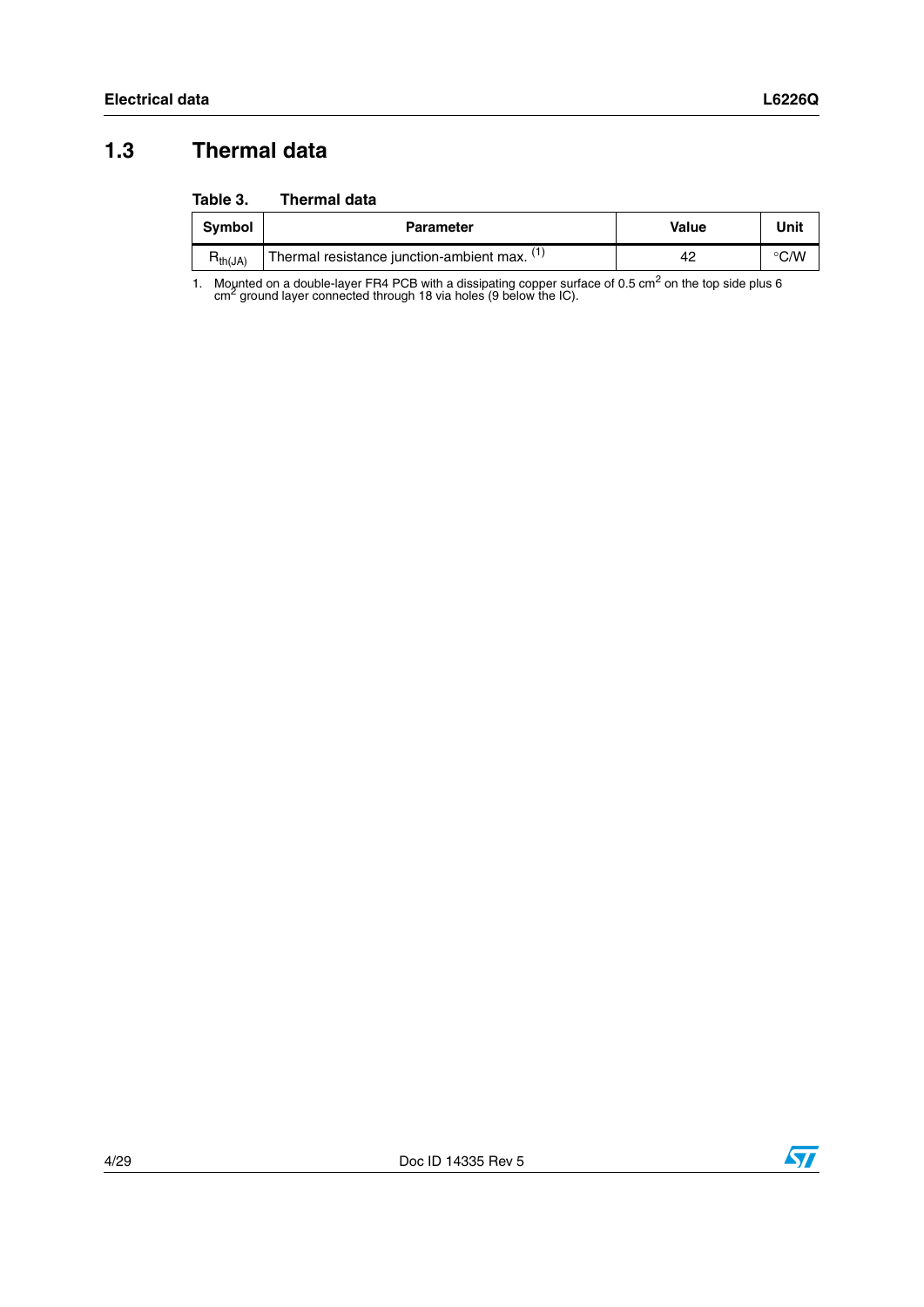## 1.3 Thermal data

**Table 3. Thermal data**

| Symbol | Parameter | Value | Unit |
|---|---|---|---|
| $R_{th(JA)}$ | Thermal resistance junction-ambient max. [1] | 42 | °C/W |

1. Mounted on a double-layer FR4 PCB with a dissipating copper surface of 0.5 $cm^2$ on the top side plus 6 $cm^2$ ground layer connected through 18 via holes (9 below the IC).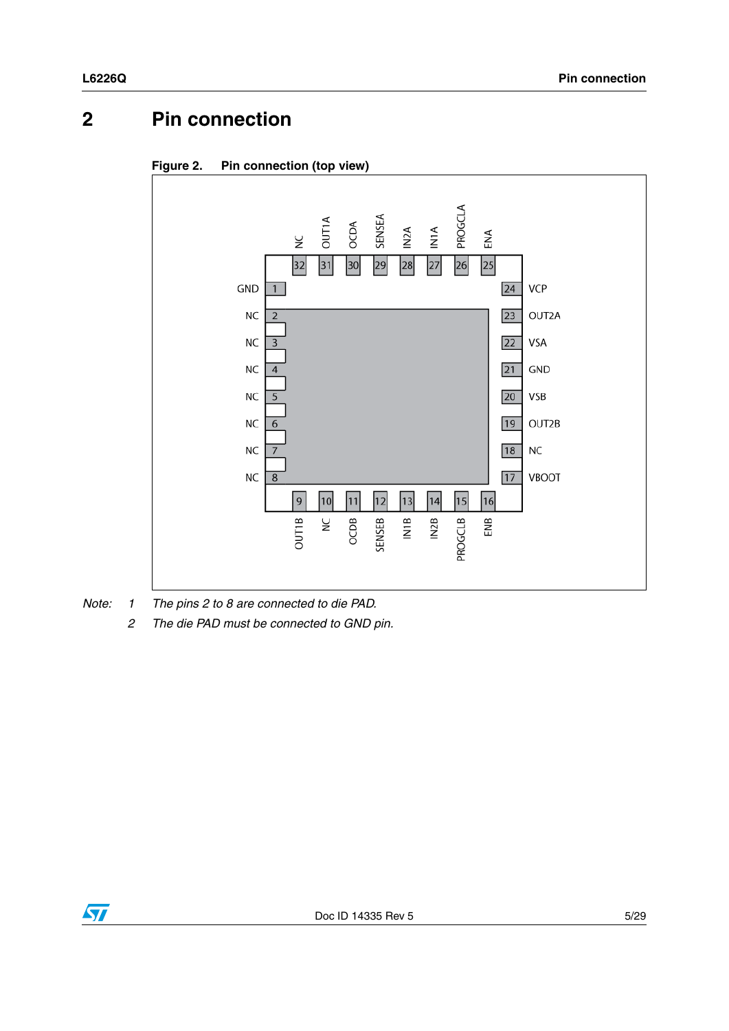# 2 Pin connection

**Figure 2. Pin connection (top view)**

| Pin | Name | Pin | Name |
|---|---|---|---|
| 1 | GND | 17 | VBOOT |
| 2 | NC | 18 | NC |
| 3 | NC | 19 | OUT2B |
| 4 | NC | 20 | VSB |
| 5 | NC | 21 | GND |
| 6 | NC | 22 | VSA |
| 7 | NC | 23 | OUT2A |
| 8 | NC | 24 | VCP |
| 9 | OUT1B | 25 | ENA |
| 10 | NC | 26 | PROGCLA |
| 11 | OCDB | 27 | IN1A |
| 12 | SENSEB | 28 | IN2A |
| 13 | IN1B | 29 | SENSEA |
| 14 | IN2B | 30 | OCDA |
| 15 | PROGCLB | 31 | OUT1A |
| 16 | ENB | 32 | NC |

*Note: 1 The pins 2 to 8 are connected to die PAD.*

*2 The die PAD must be connected to GND pin.*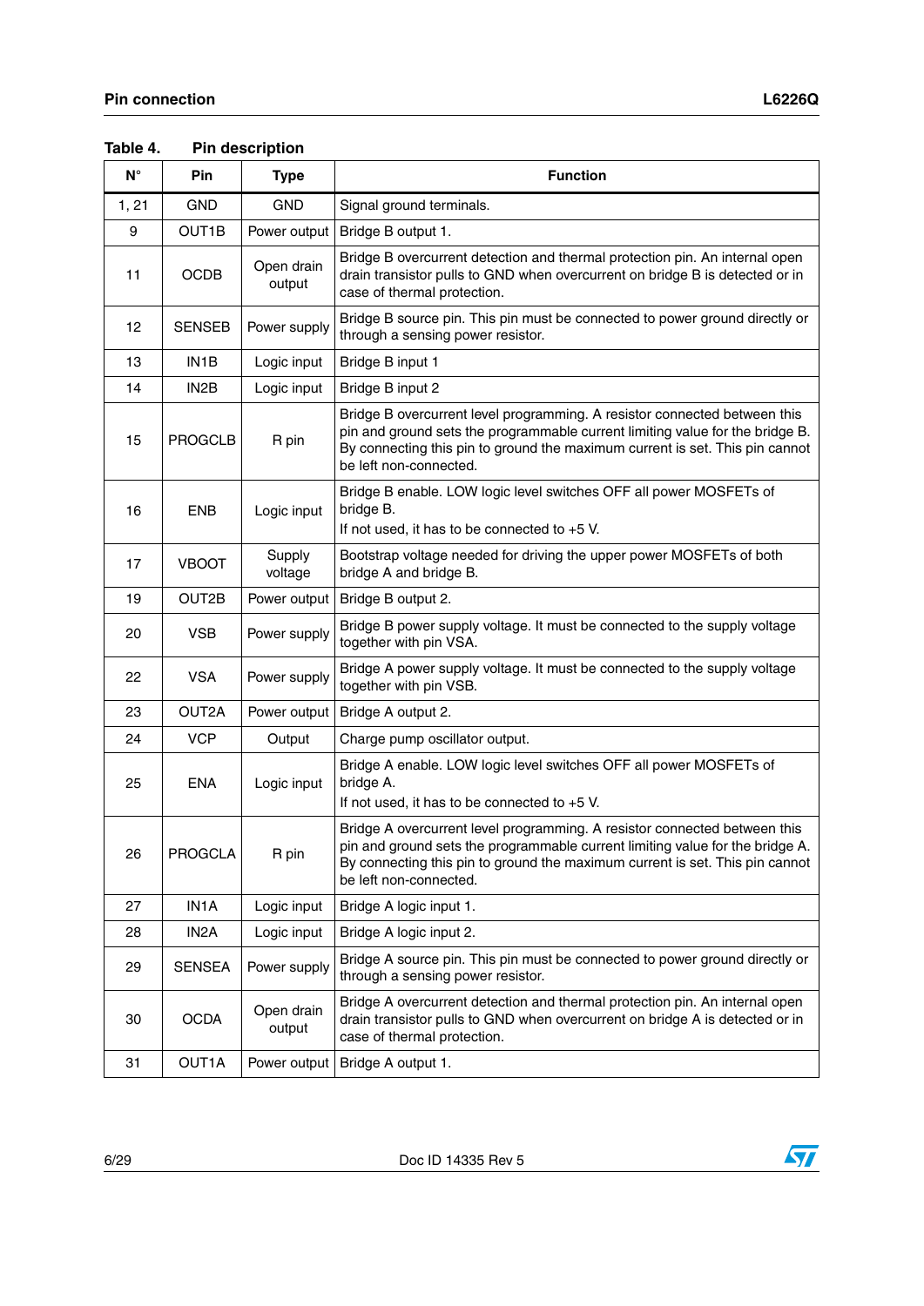**Table 4. Pin description**

| N° | Pin | Type | Function |
|---|---|---|---|
| 1, 21 | GND | GND | Signal ground terminals. |
| 9 | OUT1B | Power output | Bridge B output 1. |
| 11 | OCDB | Open drain output | Bridge B overcurrent detection and thermal protection pin. An internal open drain transistor pulls to GND when overcurrent on bridge B is detected or in case of thermal protection. |
| 12 | SENSEB | Power supply | Bridge B source pin. This pin must be connected to power ground directly or through a sensing power resistor. |
| 13 | IN1B | Logic input | Bridge B input 1 |
| 14 | IN2B | Logic input | Bridge B input 2 |
| 15 | PROGCLB | R pin | Bridge B overcurrent level programming. A resistor connected between this pin and ground sets the programmable current limiting value for the bridge B. By connecting this pin to ground the maximum current is set. This pin cannot be left non-connected. |
| 16 | ENB | Logic input | Bridge B enable. LOW logic level switches OFF all power MOSFETs of bridge B.<br>If not used, it has to be connected to +5 V. |
| 17 | VBOOT | Supply voltage | Bootstrap voltage needed for driving the upper power MOSFETs of both bridge A and bridge B. |
| 19 | OUT2B | Power output | Bridge B output 2. |
| 20 | VSB | Power supply | Bridge B power supply voltage. It must be connected to the supply voltage together with pin VSA. |
| 22 | VSA | Power supply | Bridge A power supply voltage. It must be connected to the supply voltage together with pin VSB. |
| 23 | OUT2A | Power output | Bridge A output 2. |
| 24 | VCP | Output | Charge pump oscillator output. |
| 25 | ENA | Logic input | Bridge A enable. LOW logic level switches OFF all power MOSFETs of bridge A.<br>If not used, it has to be connected to +5 V. |
| 26 | PROGCLA | R pin | Bridge A overcurrent level programming. A resistor connected between this pin and ground sets the programmable current limiting value for the bridge A. By connecting this pin to ground the maximum current is set. This pin cannot be left non-connected. |
| 27 | IN1A | Logic input | Bridge A logic input 1. |
| 28 | IN2A | Logic input | Bridge A logic input 2. |
| 29 | SENSEA | Power supply | Bridge A source pin. This pin must be connected to power ground directly or through a sensing power resistor. |
| 30 | OCDA | Open drain output | Bridge A overcurrent detection and thermal protection pin. An internal open drain transistor pulls to GND when overcurrent on bridge A is detected or in case of thermal protection. |
| 31 | OUT1A | Power output | Bridge A output 1. |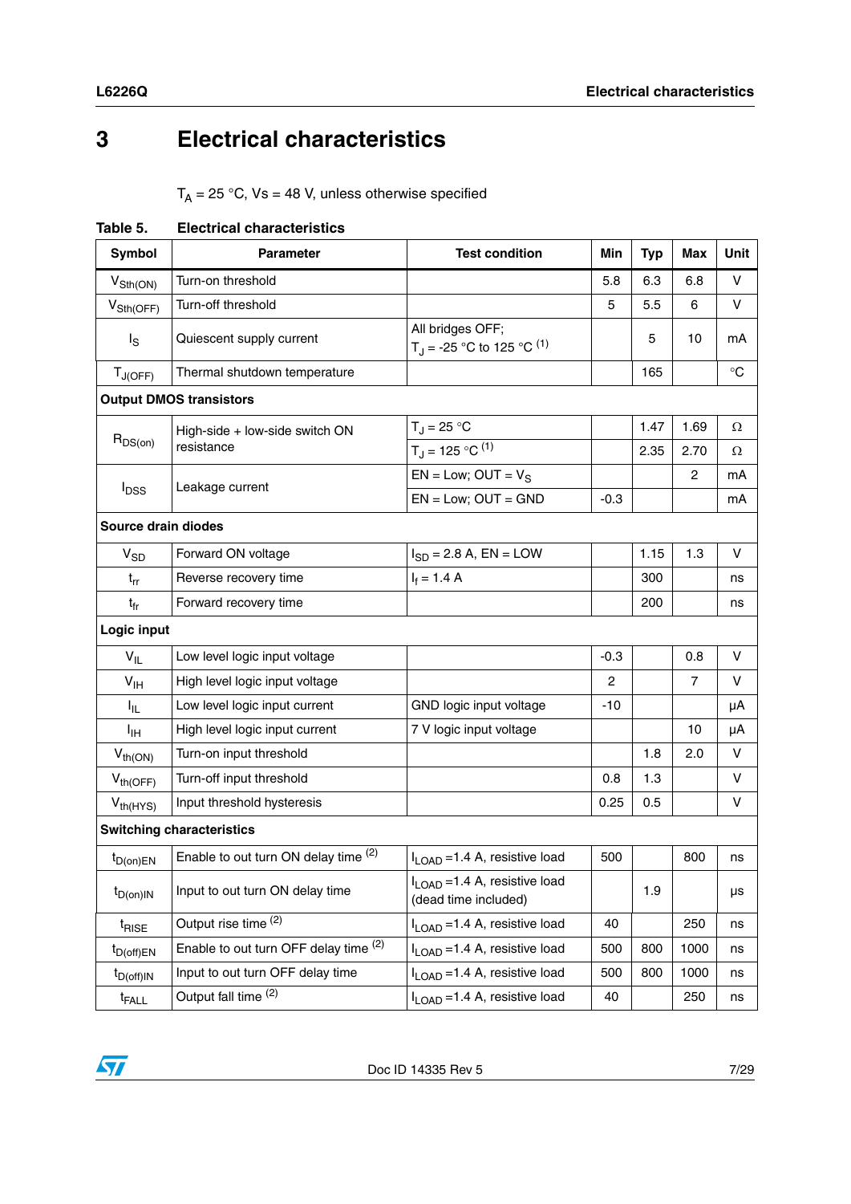# 3 Electrical characteristics

$T_A$ = 25 °C, Vs = 48 V, unless otherwise specified

**Table 5. Electrical characteristics**

| Symbol | Parameter | Test condition | Min | Typ | Max | Unit |
|---|---|---|---|---|---|---|
| $V_{Sth(ON)}$ | Turn-on threshold | | 5.8 | 6.3 | 6.8 | V |
| $V_{Sth(OFF)}$ | Turn-off threshold | | 5 | 5.5 | 6 | V |
| $I_S$ | Quiescent supply current | All bridges OFF; $T_J$ = -25 °C to 125 °C [(1)] | | 5 | 10 | mA |
| $T_{J(OFF)}$ | Thermal shutdown temperature | | | 165 | | °C |
| **Output DMOS transistors** | | | | | | |
| $R_{DS(on)}$ | High-side + low-side switch ON resistance | $T_J$ = 25 °C | | 1.47 | 1.69 | Ω |
| | | $T_J$ = 125 °C [(1)] | | 2.35 | 2.70 | Ω |
| $I_{DSS}$ | Leakage current | EN = Low; OUT = $V_S$ | | | 2 | mA |
| | | EN = Low; OUT = GND | -0.3 | | | mA |
| **Source drain diodes** | | | | | | |
| $V_{SD}$ | Forward ON voltage | $I_{SD}$ = 2.8 A, EN = LOW | | 1.15 | 1.3 | V |
| $t_{rr}$ | Reverse recovery time | $I_f$ = 1.4 A | | 300 | | ns |
| $t_{fr}$ | Forward recovery time | | | 200 | | ns |
| **Logic input** | | | | | | |
| $V_{IL}$ | Low level logic input voltage | | -0.3 | | 0.8 | V |
| $V_{IH}$ | High level logic input voltage | | 2 | | 7 | V |
| $I_{IL}$ | Low level logic input current | GND logic input voltage | -10 | | | µA |
| $I_{IH}$ | High level logic input current | 7 V logic input voltage | | | 10 | µA |
| $V_{th(ON)}$ | Turn-on input threshold | | | 1.8 | 2.0 | V |
| $V_{th(OFF)}$ | Turn-off input threshold | | 0.8 | 1.3 | | V |
| $V_{th(HYS)}$ | Input threshold hysteresis | | 0.25 | 0.5 | | V |
| **Switching characteristics** | | | | | | |
| $t_{D(on)EN}$ | Enable to out turn ON delay time [(2)] | $I_{LOAD}$ =1.4 A, resistive load | 500 | | 800 | ns |
| $t_{D(on)IN}$ | Input to out turn ON delay time | $I_{LOAD}$ =1.4 A, resistive load (dead time included) | | 1.9 | | µs |
| $t_{RISE}$ | Output rise time [(2)] | $I_{LOAD}$ =1.4 A, resistive load | 40 | | 250 | ns |
| $t_{D(off)EN}$ | Enable to out turn OFF delay time [(2)] | $I_{LOAD}$ =1.4 A, resistive load | 500 | 800 | 1000 | ns |
| $t_{D(off)IN}$ | Input to out turn OFF delay time | $I_{LOAD}$ =1.4 A, resistive load | 500 | 800 | 1000 | ns |
| $t_{FALL}$ | Output fall time [(2)] | $I_{LOAD}$ =1.4 A, resistive load | 40 | | 250 | ns |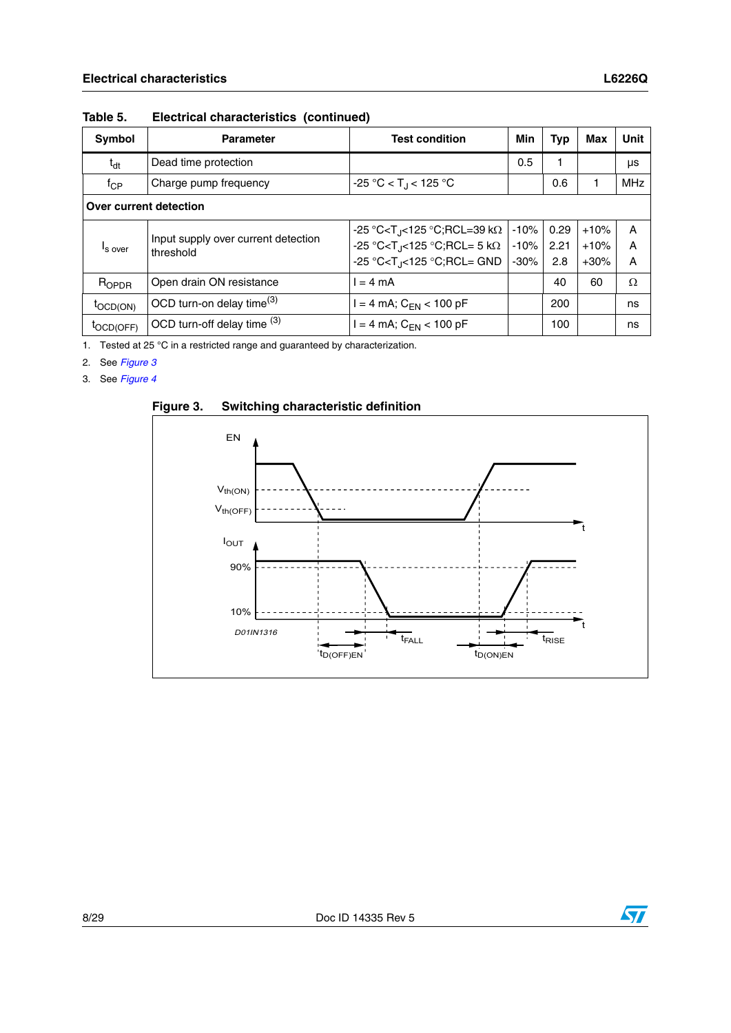Table 5. Electrical characteristics (continued)

| Symbol | Parameter | Test condition | Min | Typ | Max | Unit |
|---|---|---|---|---|---|---|
| $t_{dt}$ | Dead time protection | | 0.5 | 1 | | µs |
| $f_{CP}$ | Charge pump frequency | -25 °C < $T_J$ < 125 °C | | 0.6 | 1 | MHz |
| **Over current detection** | | | | | | |
| $I_{s\ over}$ | Input supply over current detection threshold | -25 °C<$T_J$<125 °C;RCL=39 kΩ<br>-25 °C<$T_J$<125 °C;RCL= 5 kΩ<br>-25 °C<$T_J$<125 °C;RCL= GND | -10%<br>-10%<br>-30% | 0.29<br>2.21<br>2.8 | +10%<br>+10%<br>+30% | A<br>A<br>A |
| $R_{OPDR}$ | Open drain ON resistance | I = 4 mA | | 40 | 60 | Ω |
| $t_{OCD(ON)}$ | OCD turn-on delay time[3] | I = 4 mA; $C_{EN}$ < 100 pF | | 200 | | ns |
| $t_{OCD(OFF)}$ | OCD turn-off delay time [3] | I = 4 mA; $C_{EN}$ < 100 pF | | 100 | | ns |

1. Tested at 25 °C in a restricted range and guaranteed by characterization.
2. See *Figure 3*
3. See *Figure 4*

Figure 3. Switching characteristic definition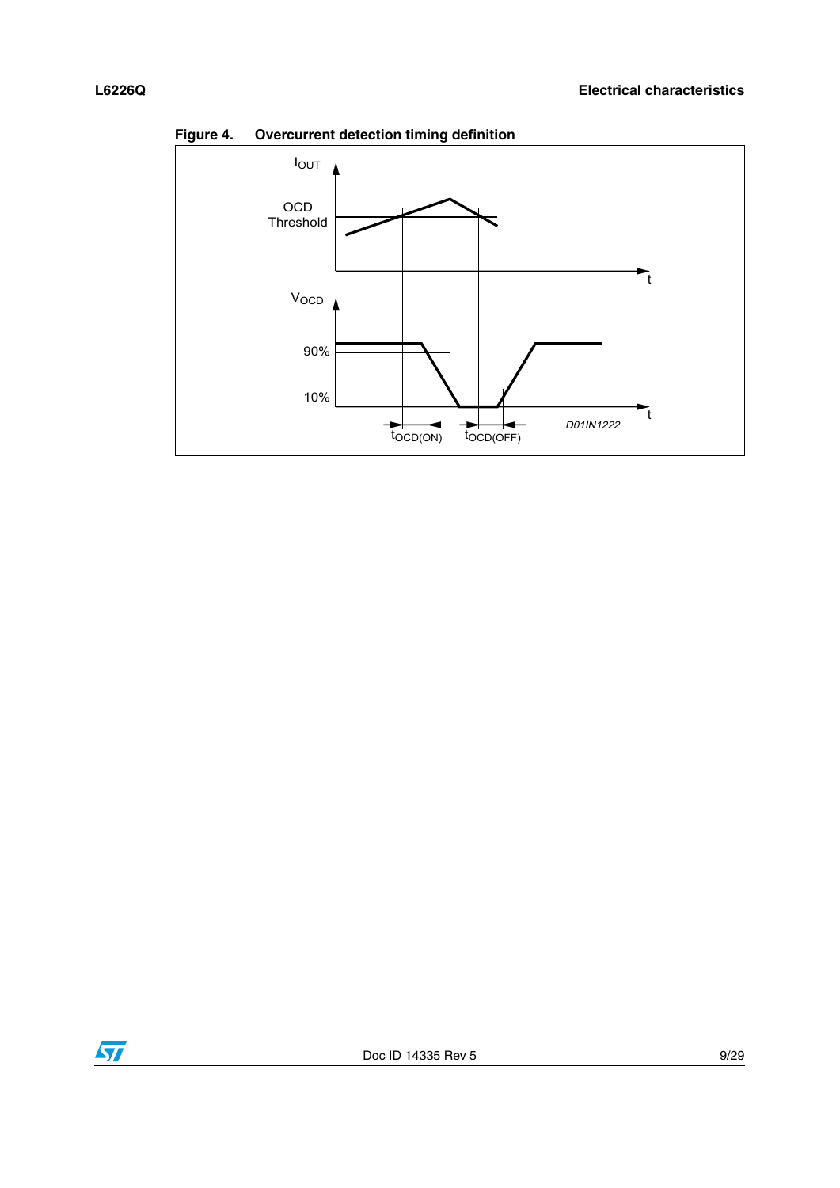**Figure 4. Overcurrent detection timing definition**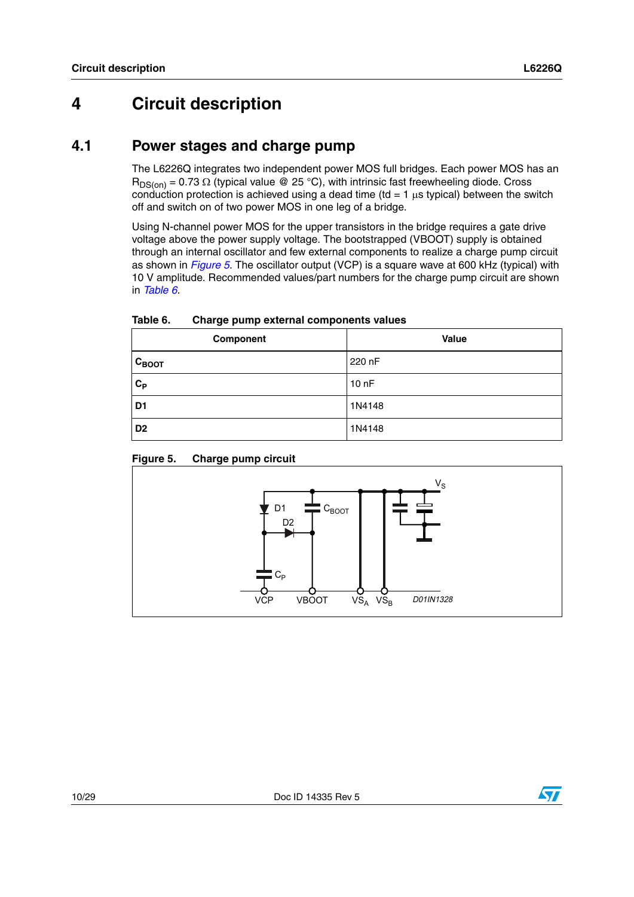# 4 Circuit description

## 4.1 Power stages and charge pump

The L6226Q integrates two independent power MOS full bridges. Each power MOS has an $R_{DS(on)}$ = 0.73 Ω (typical value @ 25 °C), with intrinsic fast freewheeling diode. Cross conduction protection is achieved using a dead time (td = 1 µs typical) between the switch off and switch on of two power MOS in one leg of a bridge.

Using N-channel power MOS for the upper transistors in the bridge requires a gate drive voltage above the power supply voltage. The bootstrapped (VBOOT) supply is obtained through an internal oscillator and few external components to realize a charge pump circuit as shown in *Figure 5*. The oscillator output (VCP) is a square wave at 600 kHz (typical) with 10 V amplitude. Recommended values/part numbers for the charge pump circuit are shown in *Table 6*.

**Table 6. Charge pump external components values**

| Component | Value |
|---|---|
| $C_{BOOT}$ | 220 nF |
| $C_P$ | 10 nF |
| D1 | 1N4148 |
| D2 | 1N4148 |

**Figure 5. Charge pump circuit**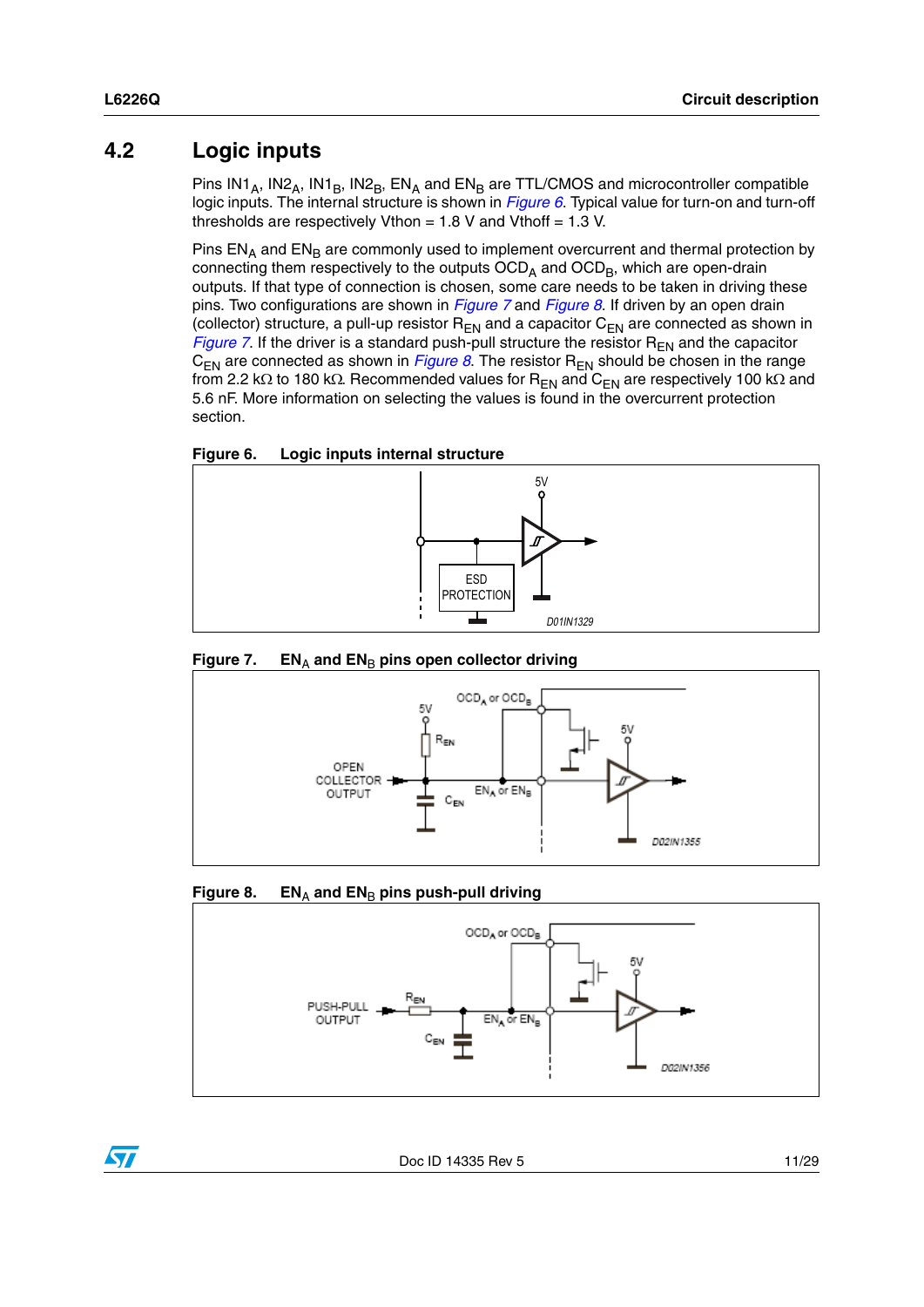## 4.2 Logic inputs

Pins $IN1_A$, $IN2_A$, $IN1_B$, $IN2_B$, $EN_A$ and $EN_B$ are TTL/CMOS and microcontroller compatible logic inputs. The internal structure is shown in *Figure 6*. Typical value for turn-on and turn-off thresholds are respectively Vthon = 1.8 V and Vthoff = 1.3 V.

Pins $EN_A$ and $EN_B$ are commonly used to implement overcurrent and thermal protection by connecting them respectively to the outputs $OCD_A$ and $OCD_B$, which are open-drain outputs. If that type of connection is chosen, some care needs to be taken in driving these pins. Two configurations are shown in *Figure 7* and *Figure 8*. If driven by an open drain (collector) structure, a pull-up resistor $R_{EN}$ and a capacitor $C_{EN}$ are connected as shown in *Figure 7*. If the driver is a standard push-pull structure the resistor $R_{EN}$ and the capacitor $C_{EN}$ are connected as shown in *Figure 8*. The resistor $R_{EN}$ should be chosen in the range from 2.2 kΩ to 180 kΩ. Recommended values for $R_{EN}$ and $C_{EN}$ are respectively 100 kΩ and 5.6 nF. More information on selecting the values is found in the overcurrent protection section.

**Figure 6. Logic inputs internal structure**

**Figure 7. $EN_A$ and $EN_B$ pins open collector driving**

**Figure 8. $EN_A$ and $EN_B$ pins push-pull driving**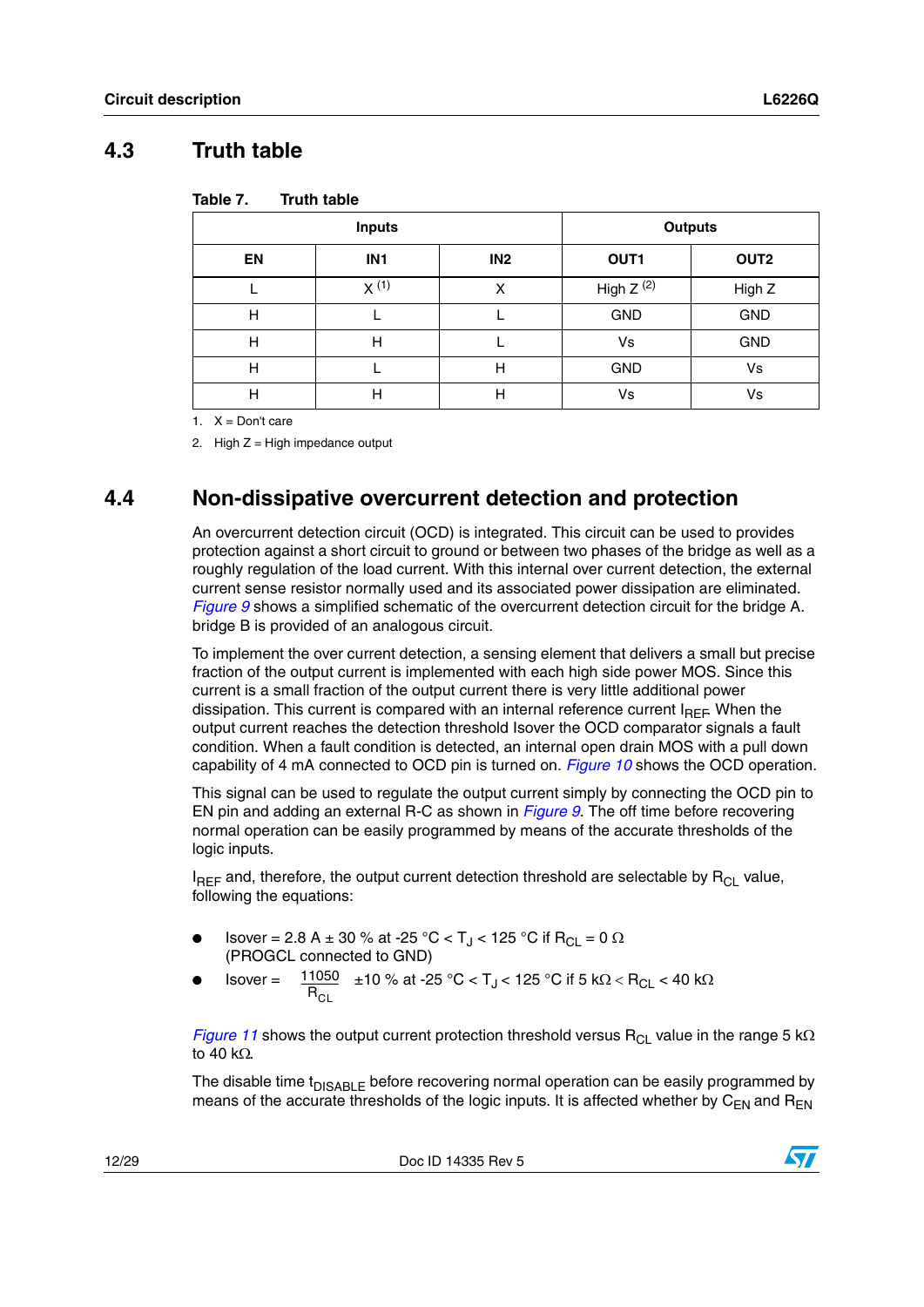## 4.3 Truth table

Table 7. Truth table

| Inputs | | | Outputs | |
|---|---|---|---|---|
| EN | IN1 | IN2 | OUT1 | OUT2 |
| L | X [1] | X | High Z [2] | High Z |
| H | L | L | GND | GND |
| H | H | L | Vs | GND |
| H | L | H | GND | Vs |
| H | H | H | Vs | Vs |

1. X = Don't care
2. High Z = High impedance output

## 4.4 Non-dissipative overcurrent detection and protection

An overcurrent detection circuit (OCD) is integrated. This circuit can be used to provides protection against a short circuit to ground or between two phases of the bridge as well as a roughly regulation of the load current. With this internal over current detection, the external current sense resistor normally used and its associated power dissipation are eliminated. *Figure 9* shows a simplified schematic of the overcurrent detection circuit for the bridge A. bridge B is provided of an analogous circuit.

To implement the over current detection, a sensing element that delivers a small but precise fraction of the output current is implemented with each high side power MOS. Since this current is a small fraction of the output current there is very little additional power dissipation. This current is compared with an internal reference current $I_{REF}$. When the output current reaches the detection threshold Isover the OCD comparator signals a fault condition. When a fault condition is detected, an internal open drain MOS with a pull down capability of 4 mA connected to OCD pin is turned on. *Figure 10* shows the OCD operation.

This signal can be used to regulate the output current simply by connecting the OCD pin to EN pin and adding an external R-C as shown in *Figure 9*. The off time before recovering normal operation can be easily programmed by means of the accurate thresholds of the logic inputs.

$I_{REF}$ and, therefore, the output current detection threshold are selectable by $R_{CL}$ value, following the equations:

- Isover = 2.8 A ± 30 % at -25 °C < $T_J$ < 125 °C if $R_{CL}$ = 0 Ω (PROGCL connected to GND)
- Isover = $\frac{11050}{R_{CL}}$ ±10 % at -25 °C < $T_J$ < 125 °C if 5 kΩ < $R_{CL}$ < 40 kΩ

*Figure 11* shows the output current protection threshold versus $R_{CL}$ value in the range 5 kΩ to 40 kΩ.

The disable time $t_{DISABLE}$ before recovering normal operation can be easily programmed by means of the accurate thresholds of the logic inputs. It is affected whether by $C_{EN}$ and $R_{EN}$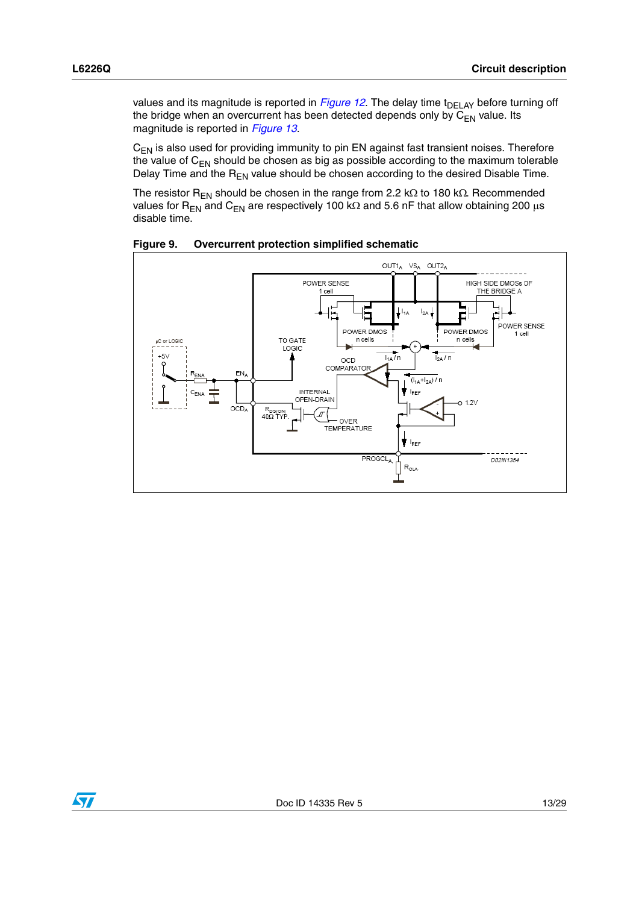values and its magnitude is reported in *Figure 12*. The delay time $t_{DELAY}$ before turning off the bridge when an overcurrent has been detected depends only by $C_{EN}$ value. Its magnitude is reported in *Figure 13*.

$C_{EN}$ is also used for providing immunity to pin EN against fast transient noises. Therefore the value of $C_{EN}$ should be chosen as big as possible according to the maximum tolerable Delay Time and the $R_{EN}$ value should be chosen according to the desired Disable Time.

The resistor $R_{EN}$ should be chosen in the range from 2.2 kΩ to 180 kΩ. Recommended values for $R_{EN}$ and $C_{EN}$ are respectively 100 kΩ and 5.6 nF that allow obtaining 200 µs disable time.

**Figure 9. Overcurrent protection simplified schematic**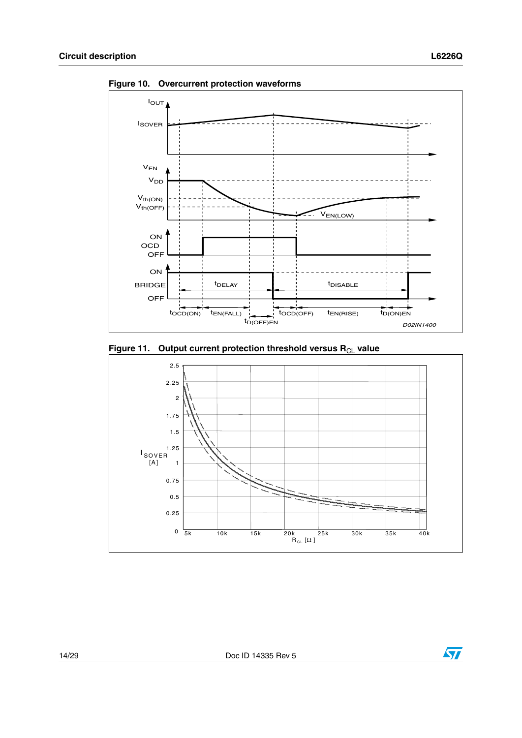Figure 10. Overcurrent protection waveforms

Figure 11. Output current protection threshold versus $R_{CL}$ value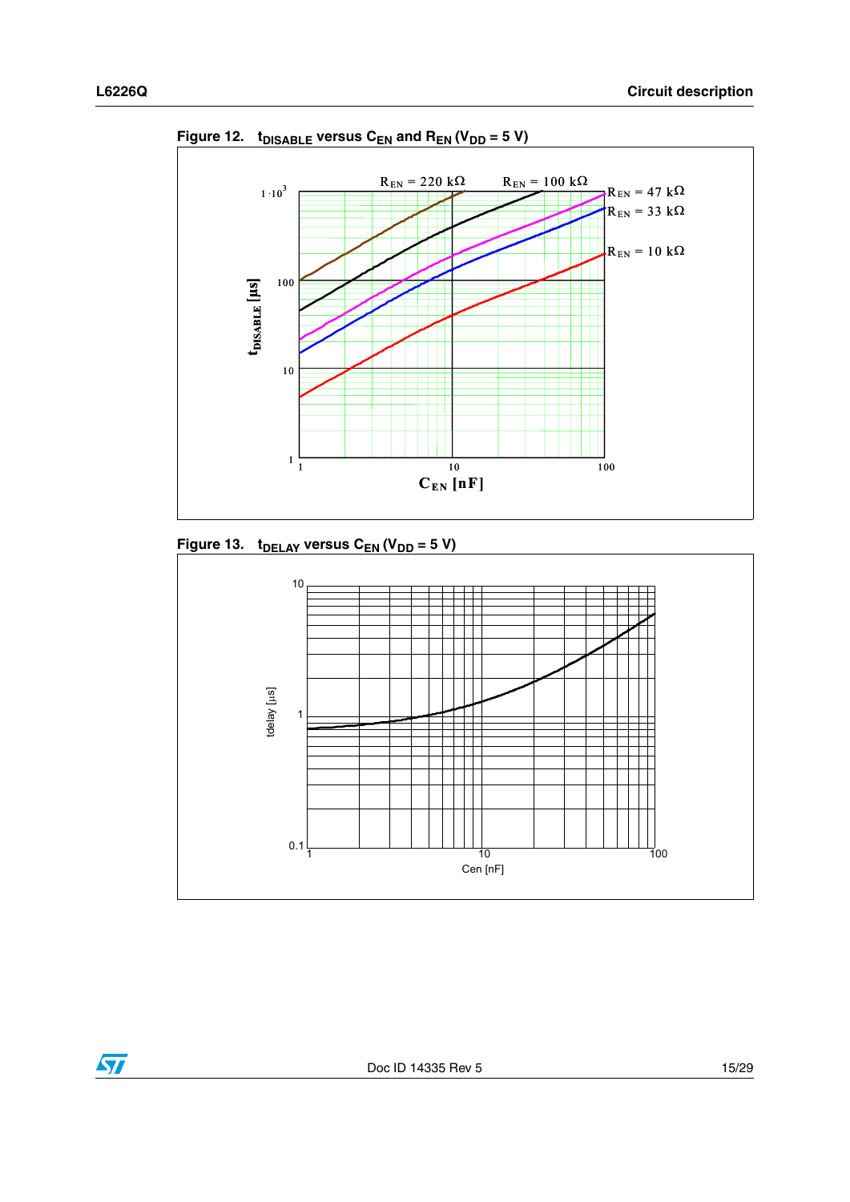**Figure 12. $t_{DISABLE}$ versus $C_{EN}$ and $R_{EN}$ ($V_{DD}$ = 5 V)**

**Figure 13. $t_{DELAY}$ versus $C_{EN}$ ($V_{DD}$ = 5 V)**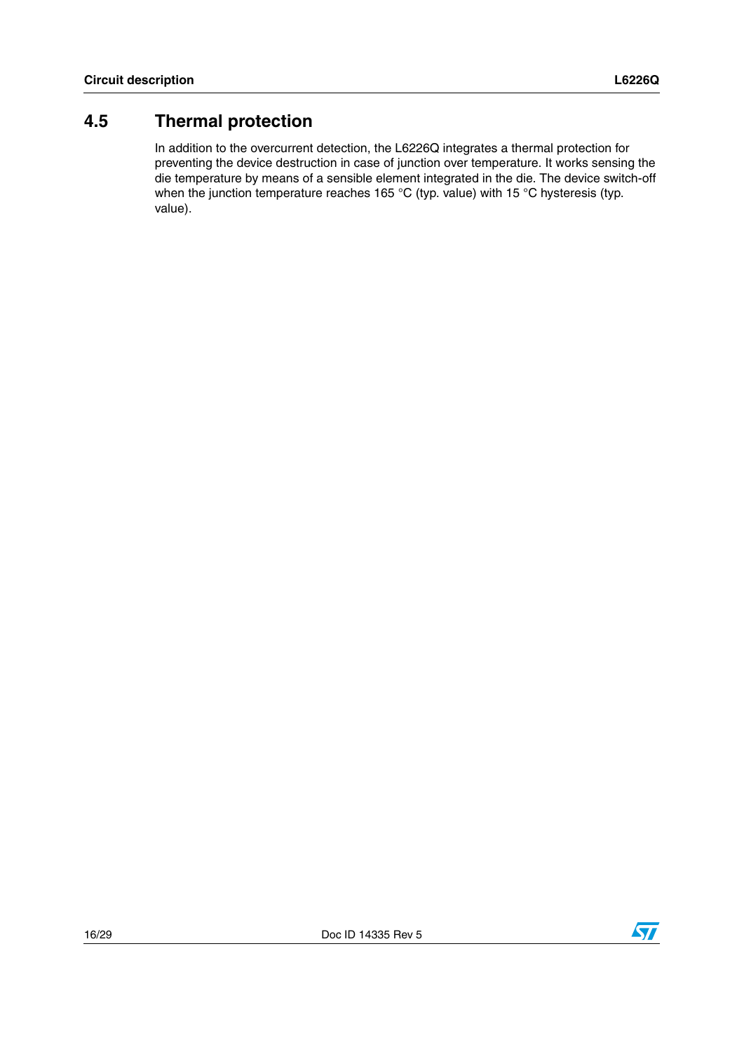## 4.5 Thermal protection

In addition to the overcurrent detection, the L6226Q integrates a thermal protection for preventing the device destruction in case of junction over temperature. It works sensing the die temperature by means of a sensible element integrated in the die. The device switch-off when the junction temperature reaches 165 °C (typ. value) with 15 °C hysteresis (typ. value).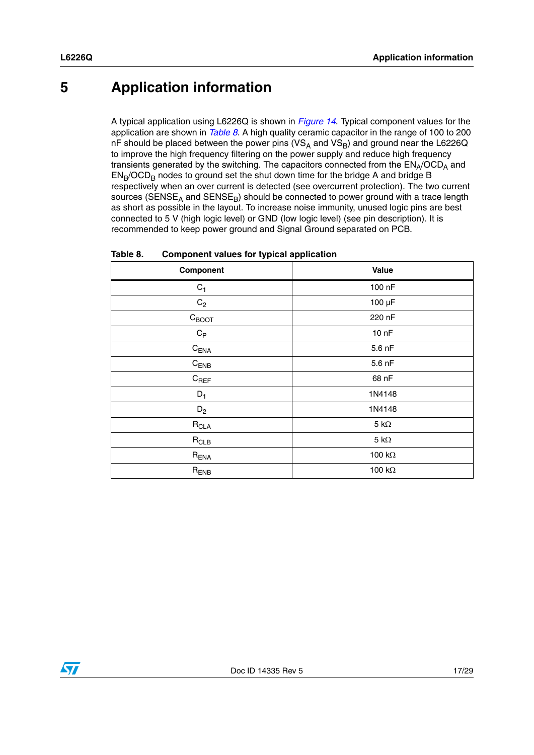# 5 Application information

A typical application using L6226Q is shown in *Figure 14*. Typical component values for the application are shown in *Table 8*. A high quality ceramic capacitor in the range of 100 to 200 nF should be placed between the power pins ($VS_A$ and $VS_B$) and ground near the L6226Q to improve the high frequency filtering on the power supply and reduce high frequency transients generated by the switching. The capacitors connected from the $EN_A/OCD_A$ and $EN_B/OCD_B$ nodes to ground set the shut down time for the bridge A and bridge B respectively when an over current is detected (see overcurrent protection). The two current sources ($SENSE_A$ and $SENSE_B$) should be connected to power ground with a trace length as short as possible in the layout. To increase noise immunity, unused logic pins are best connected to 5 V (high logic level) or GND (low logic level) (see pin description). It is recommended to keep power ground and Signal Ground separated on PCB.

**Table 8. Component values for typical application**

| Component | Value |
|---|---|
| $C_1$ | 100 nF |
| $C_2$ | 100 µF |
| $C_{BOOT}$ | 220 nF |
| $C_P$ | 10 nF |
| $C_{ENA}$ | 5.6 nF |
| $C_{ENB}$ | 5.6 nF |
| $C_{REF}$ | 68 nF |
| $D_1$ | 1N4148 |
| $D_2$ | 1N4148 |
| $R_{CLA}$ | 5 kΩ |
| $R_{CLB}$ | 5 kΩ |
| $R_{ENA}$ | 100 kΩ |
| $R_{ENB}$ | 100 kΩ |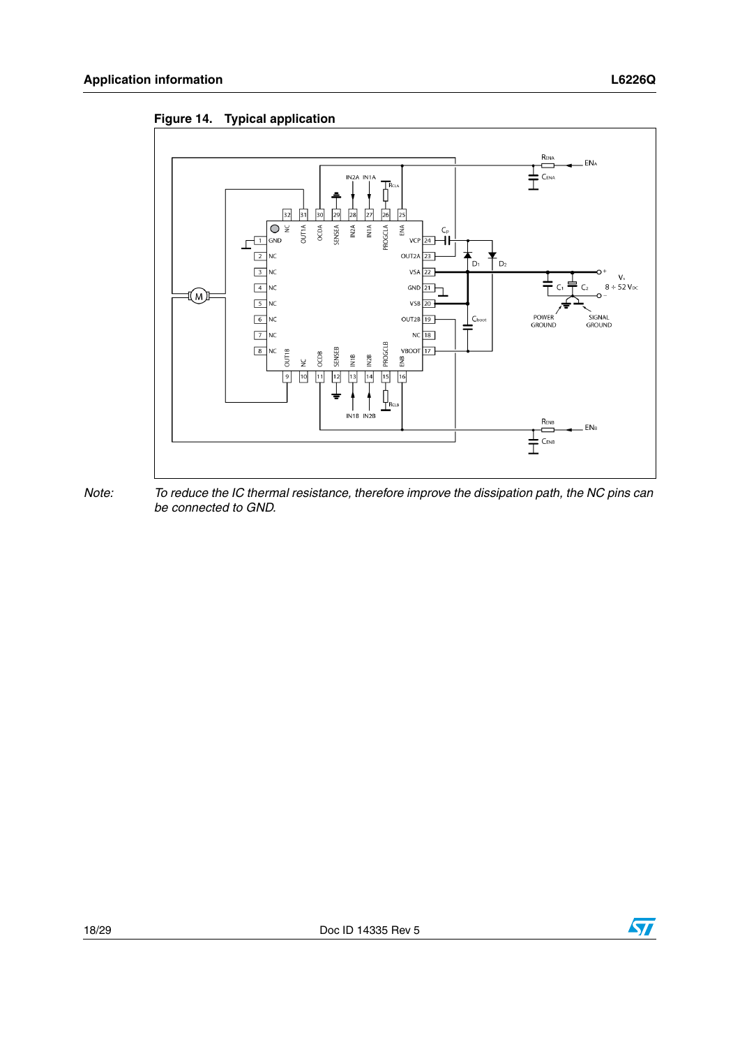**Figure 14. Typical application**

*Note:* *To reduce the IC thermal resistance, therefore improve the dissipation path, the NC pins can be connected to GND.*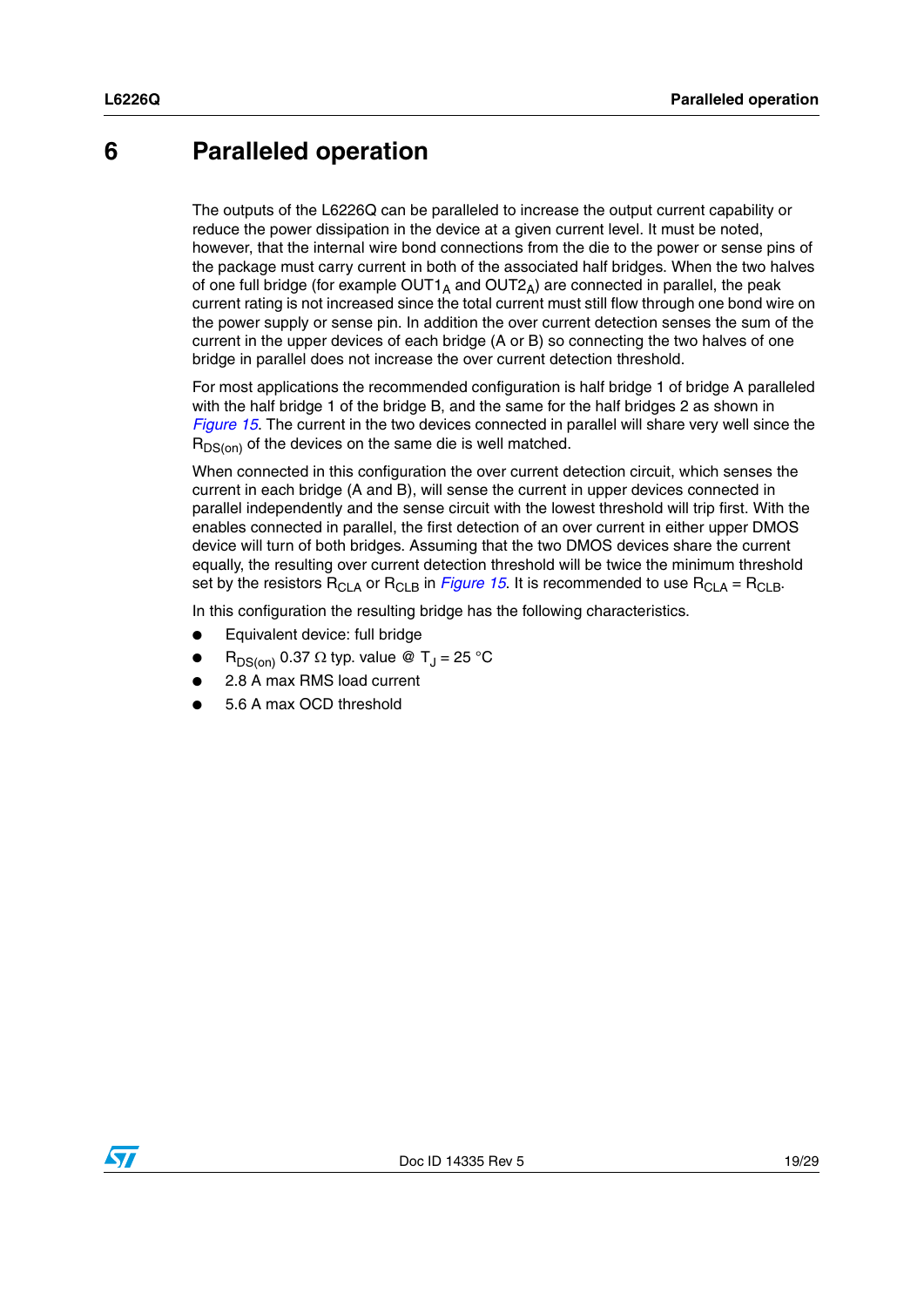# 6 Paralleled operation

The outputs of the L6226Q can be paralleled to increase the output current capability or reduce the power dissipation in the device at a given current level. It must be noted, however, that the internal wire bond connections from the die to the power or sense pins of the package must carry current in both of the associated half bridges. When the two halves of one full bridge (for example $OUT1_A$ and $OUT2_A$) are connected in parallel, the peak current rating is not increased since the total current must still flow through one bond wire on the power supply or sense pin. In addition the over current detection senses the sum of the current in the upper devices of each bridge (A or B) so connecting the two halves of one bridge in parallel does not increase the over current detection threshold.

For most applications the recommended configuration is half bridge 1 of bridge A paralleled with the half bridge 1 of the bridge B, and the same for the half bridges 2 as shown in *Figure 15*. The current in the two devices connected in parallel will share very well since the $R_{DS(on)}$ of the devices on the same die is well matched.

When connected in this configuration the over current detection circuit, which senses the current in each bridge (A and B), will sense the current in upper devices connected in parallel independently and the sense circuit with the lowest threshold will trip first. With the enables connected in parallel, the first detection of an over current in either upper DMOS device will turn of both bridges. Assuming that the two DMOS devices share the current equally, the resulting over current detection threshold will be twice the minimum threshold set by the resistors $R_{CLA}$ or $R_{CLB}$ in *Figure 15*. It is recommended to use $R_{CLA} = R_{CLB}$.

In this configuration the resulting bridge has the following characteristics.

- Equivalent device: full bridge
- $R_{DS(on)}$ 0.37 Ω typ. value @ $T_J = 25$ °C
- 2.8 A max RMS load current
- 5.6 A max OCD threshold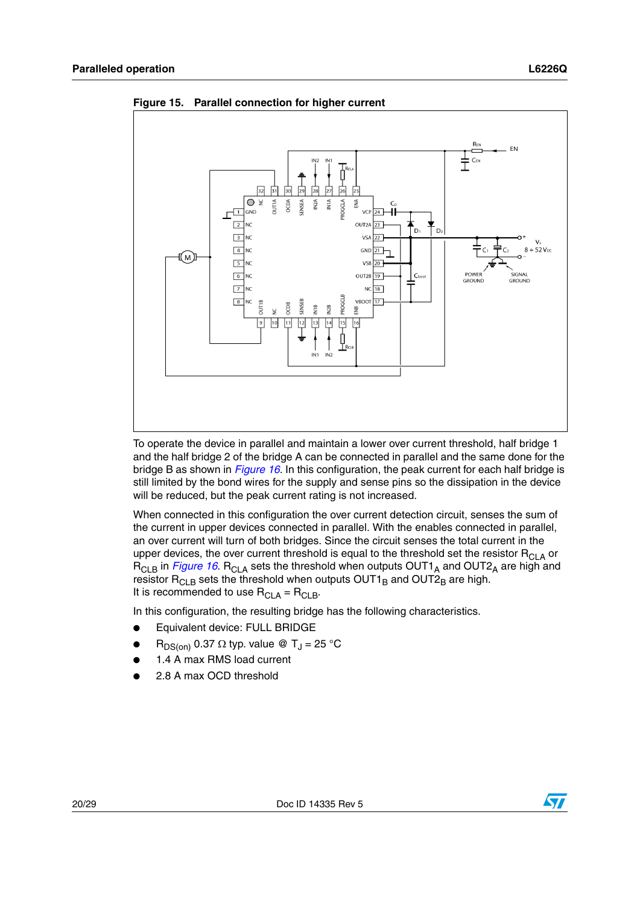**Figure 15. Parallel connection for higher current**

To operate the device in parallel and maintain a lower over current threshold, half bridge 1 and the half bridge 2 of the bridge A can be connected in parallel and the same done for the bridge B as shown in *Figure 16*. In this configuration, the peak current for each half bridge is still limited by the bond wires for the supply and sense pins so the dissipation in the device will be reduced, but the peak current rating is not increased.

When connected in this configuration the over current detection circuit, senses the sum of the current in upper devices connected in parallel. With the enables connected in parallel, an over current will turn of both bridges. Since the circuit senses the total current in the upper devices, the over current threshold is equal to the threshold set the resistor $R_{CLA}$ or $R_{CLB}$ in *Figure 16*. $R_{CLA}$ sets the threshold when outputs $OUT1_A$ and $OUT2_A$ are high and resistor $R_{CLB}$ sets the threshold when outputs $OUT1_B$ and $OUT2_B$ are high.
It is recommended to use $R_{CLA} = R_{CLB}$.

In this configuration, the resulting bridge has the following characteristics.

- Equivalent device: FULL BRIDGE
- $R_{DS(on)}$ 0.37 Ω typ. value @ $T_J$ = 25 °C
- 1.4 A max RMS load current
- 2.8 A max OCD threshold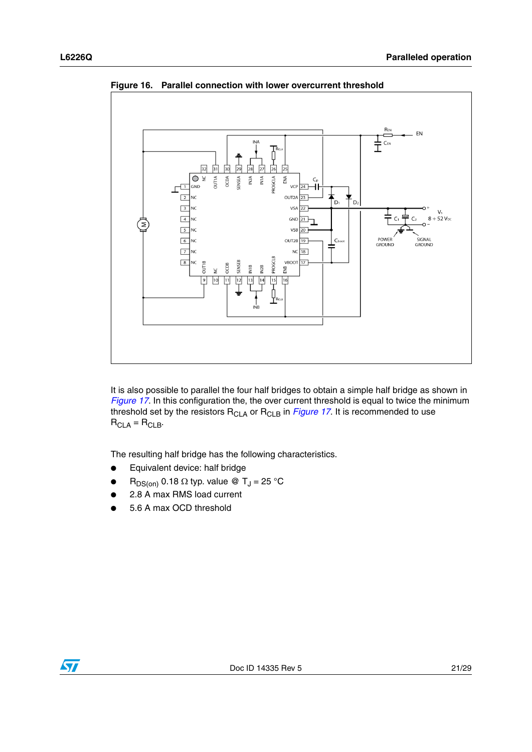**Figure 16. Parallel connection with lower overcurrent threshold**

It is also possible to parallel the four half bridges to obtain a simple half bridge as shown in *Figure 17*. In this configuration the, the over current threshold is equal to twice the minimum threshold set by the resistors $R_{CLA}$ or $R_{CLB}$ in *Figure 17*. It is recommended to use $R_{CLA} = R_{CLB}$.

The resulting half bridge has the following characteristics.

- Equivalent device: half bridge
- $R_{DS(on)}$ 0.18 Ω typ. value @ $T_J$ = 25 °C
- 2.8 A max RMS load current
- 5.6 A max OCD threshold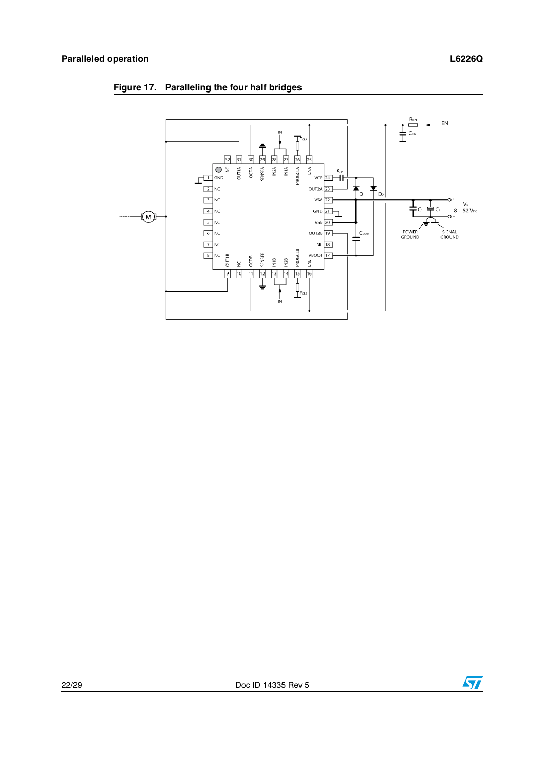**Figure 17. Paralleling the four half bridges**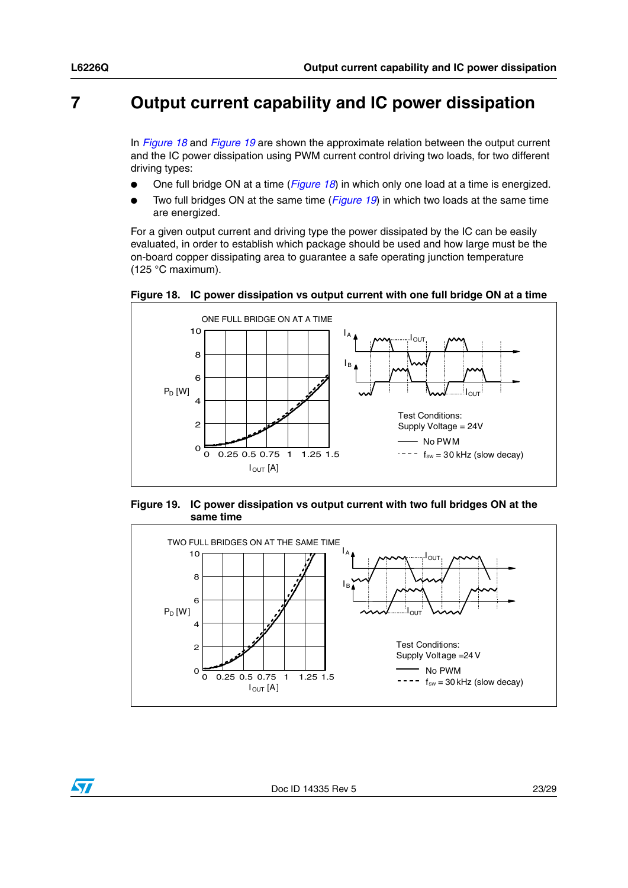# 7 Output current capability and IC power dissipation

In *Figure 18* and *Figure 19* are shown the approximate relation between the output current and the IC power dissipation using PWM current control driving two loads, for two different driving types:

- One full bridge ON at a time (*Figure 18*) in which only one load at a time is energized.
- Two full bridges ON at the same time (*Figure 19*) in which two loads at the same time are energized.

For a given output current and driving type the power dissipated by the IC can be easily evaluated, in order to establish which package should be used and how large must be the on-board copper dissipating area to guarantee a safe operating junction temperature (125 °C maximum).

**Figure 18. IC power dissipation vs output current with one full bridge ON at a time**

**Figure 19. IC power dissipation vs output current with two full bridges ON at the same time**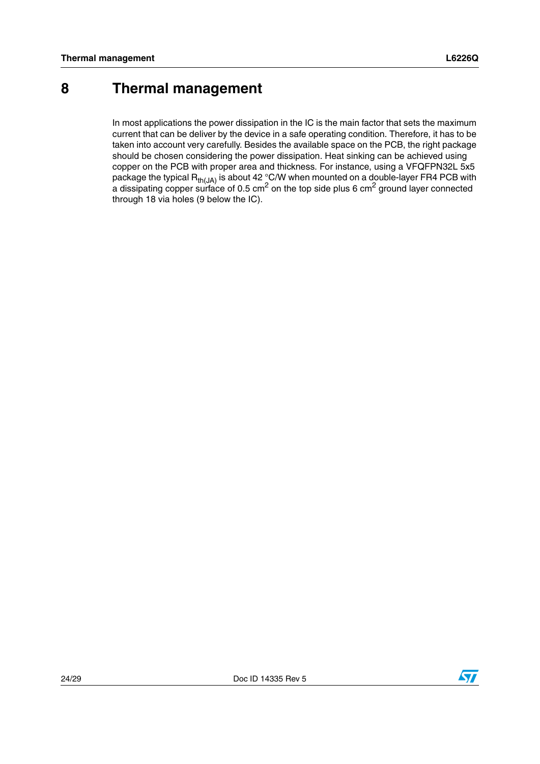# 8 Thermal management

In most applications the power dissipation in the IC is the main factor that sets the maximum current that can be deliver by the device in a safe operating condition. Therefore, it has to be taken into account very carefully. Besides the available space on the PCB, the right package should be chosen considering the power dissipation. Heat sinking can be achieved using copper on the PCB with proper area and thickness. For instance, using a VFQFPN32L 5x5 package the typical $R_{th(JA)}$ is about 42 °C/W when mounted on a double-layer FR4 PCB with a dissipating copper surface of 0.5 $cm^2$ on the top side plus 6 $cm^2$ ground layer connected through 18 via holes (9 below the IC).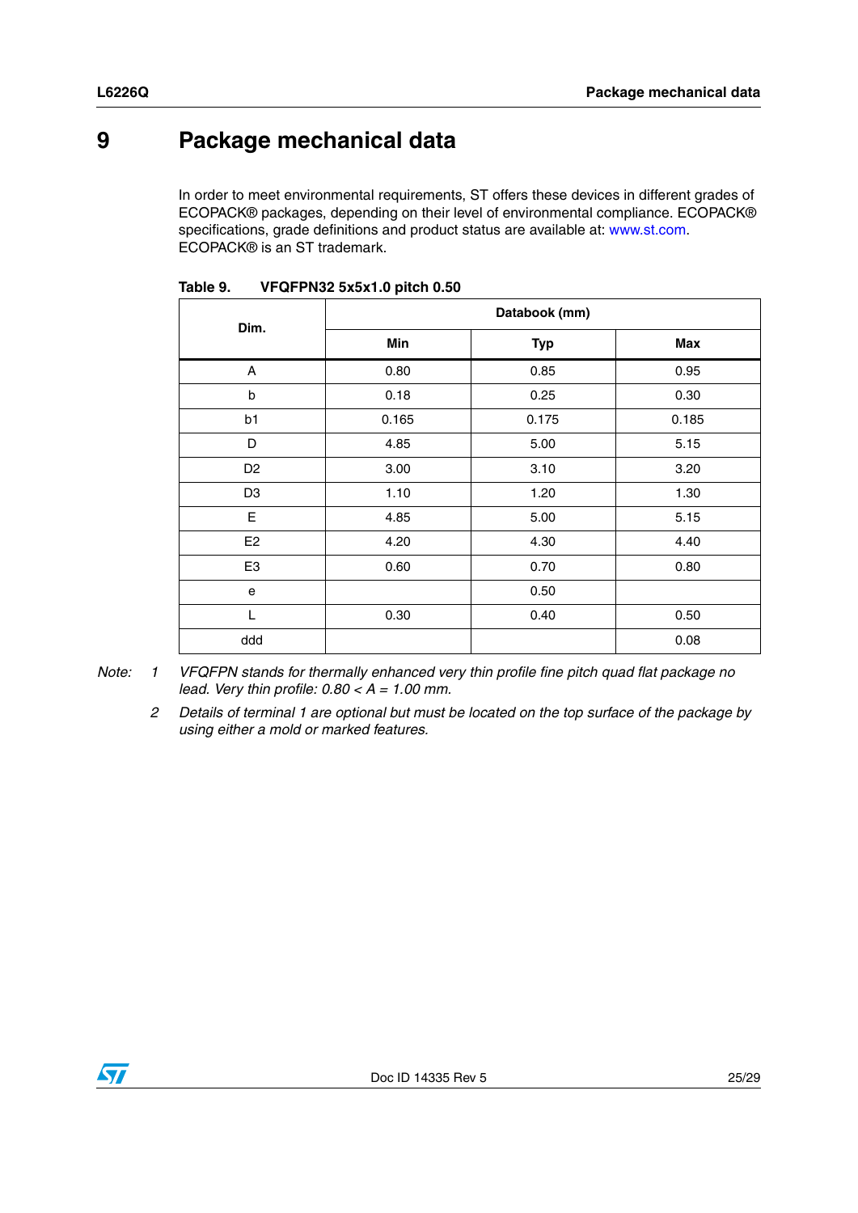# 9 Package mechanical data

In order to meet environmental requirements, ST offers these devices in different grades of ECOPACK® packages, depending on their level of environmental compliance. ECOPACK® specifications, grade definitions and product status are available at: www.st.com. ECOPACK® is an ST trademark.

**Table 9. VFQFPN32 5x5x1.0 pitch 0.50**

| Dim. | Databook (mm) | | |
|---|---|---|---|
| | **Min** | **Typ** | **Max** |
| A | 0.80 | 0.85 | 0.95 |
| b | 0.18 | 0.25 | 0.30 |
| b1 | 0.165 | 0.175 | 0.185 |
| D | 4.85 | 5.00 | 5.15 |
| D2 | 3.00 | 3.10 | 3.20 |
| D3 | 1.10 | 1.20 | 1.30 |
| E | 4.85 | 5.00 | 5.15 |
| E2 | 4.20 | 4.30 | 4.40 |
| E3 | 0.60 | 0.70 | 0.80 |
| e | | 0.50 | |
| L | 0.30 | 0.40 | 0.50 |
| ddd | | | 0.08 |

*Note: 1 VFQFPN stands for thermally enhanced very thin profile fine pitch quad flat package no lead. Very thin profile: $0.80 < A = 1.00$ mm.*

*2 Details of terminal 1 are optional but must be located on the top surface of the package by using either a mold or marked features.*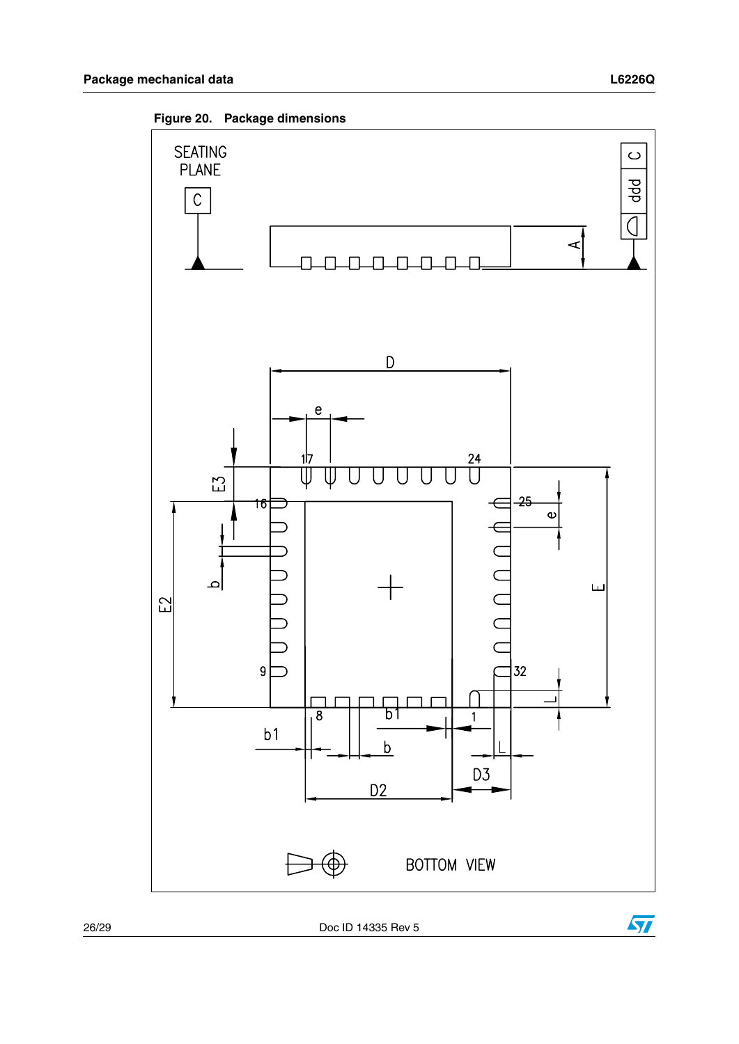**Figure 20. Package dimensions**

SEATING PLANE

C

BOTTOM VIEW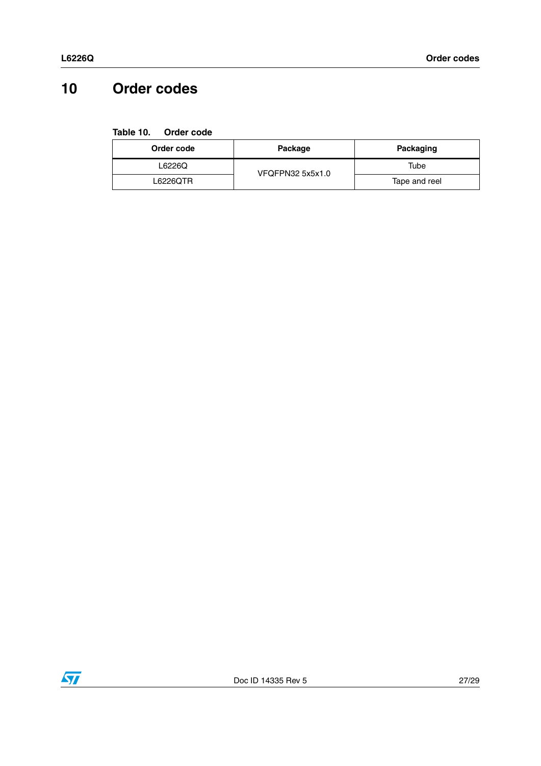# 10 Order codes

**Table 10. Order code**

| Order code | Package | Packaging |
|---|---|---|
| L6226Q | VFQFPN32 5x5x1.0 | Tube |
| L6226QTR | | Tape and reel |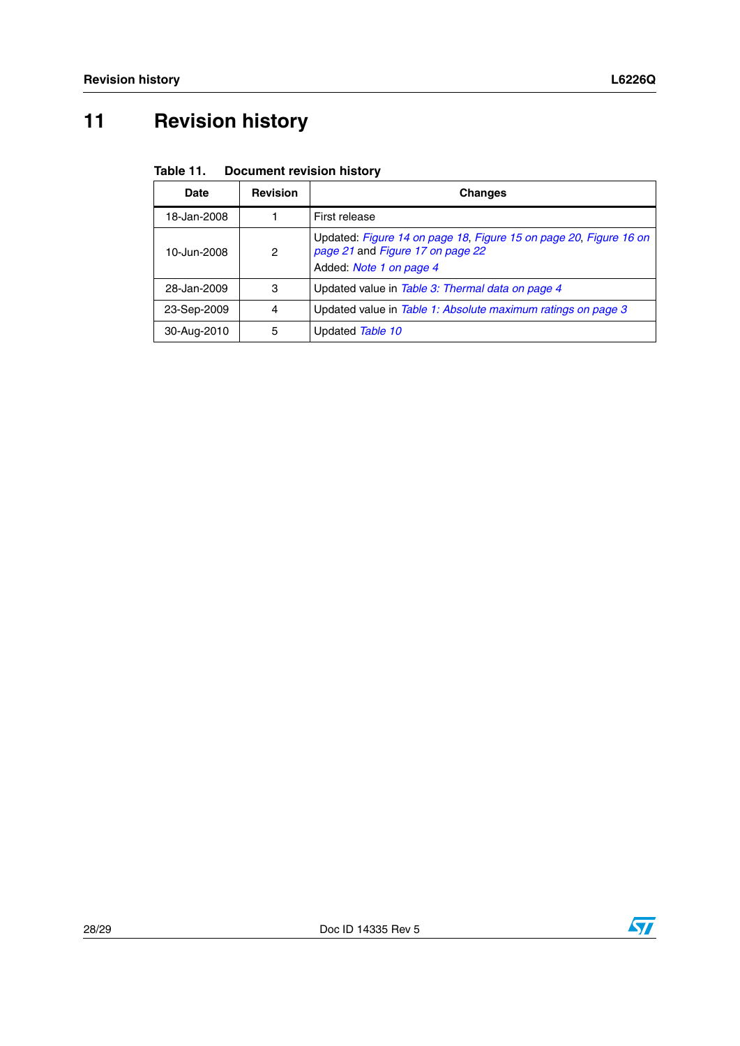# 11 Revision history

**Table 11. Document revision history**

| Date | Revision | Changes |
|---|---|---|
| 18-Jan-2008 | 1 | First release |
| 10-Jun-2008 | 2 | Updated: *Figure 14 on page 18*, *Figure 15 on page 20*, *Figure 16 on page 21* and *Figure 17 on page 22*<br>Added: *Note 1 on page 4* |
| 28-Jan-2009 | 3 | Updated value in *Table 3: Thermal data on page 4* |
| 23-Sep-2009 | 4 | Updated value in *Table 1: Absolute maximum ratings on page 3* |
| 30-Aug-2010 | 5 | Updated *Table 10* |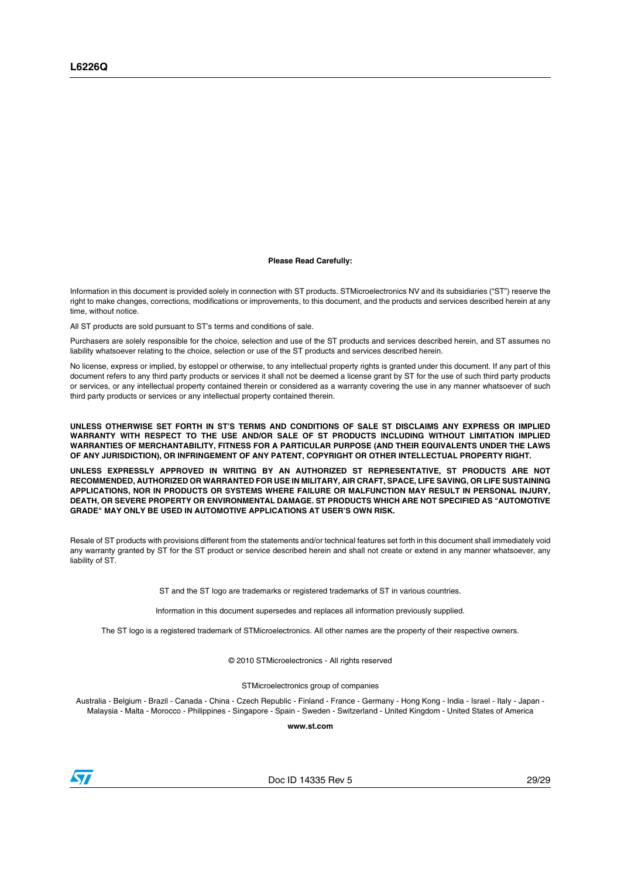**Please Read Carefully:**

Information in this document is provided solely in connection with ST products. STMicroelectronics NV and its subsidiaries ("ST") reserve the right to make changes, corrections, modifications or improvements, to this document, and the products and services described herein at any time, without notice.

All ST products are sold pursuant to ST's terms and conditions of sale.

Purchasers are solely responsible for the choice, selection and use of the ST products and services described herein, and ST assumes no liability whatsoever relating to the choice, selection or use of the ST products and services described herein.

No license, express or implied, by estoppel or otherwise, to any intellectual property rights is granted under this document. If any part of this document refers to any third party products or services it shall not be deemed a license grant by ST for the use of such third party products or services, or any intellectual property contained therein or considered as a warranty covering the use in any manner whatsoever of such third party products or services or any intellectual property contained therein.

**UNLESS OTHERWISE SET FORTH IN ST'S TERMS AND CONDITIONS OF SALE ST DISCLAIMS ANY EXPRESS OR IMPLIED WARRANTY WITH RESPECT TO THE USE AND/OR SALE OF ST PRODUCTS INCLUDING WITHOUT LIMITATION IMPLIED WARRANTIES OF MERCHANTABILITY, FITNESS FOR A PARTICULAR PURPOSE (AND THEIR EQUIVALENTS UNDER THE LAWS OF ANY JURISDICTION), OR INFRINGEMENT OF ANY PATENT, COPYRIGHT OR OTHER INTELLECTUAL PROPERTY RIGHT.**

**UNLESS EXPRESSLY APPROVED IN WRITING BY AN AUTHORIZED ST REPRESENTATIVE, ST PRODUCTS ARE NOT RECOMMENDED, AUTHORIZED OR WARRANTED FOR USE IN MILITARY, AIR CRAFT, SPACE, LIFE SAVING, OR LIFE SUSTAINING APPLICATIONS, NOR IN PRODUCTS OR SYSTEMS WHERE FAILURE OR MALFUNCTION MAY RESULT IN PERSONAL INJURY, DEATH, OR SEVERE PROPERTY OR ENVIRONMENTAL DAMAGE. ST PRODUCTS WHICH ARE NOT SPECIFIED AS "AUTOMOTIVE GRADE" MAY ONLY BE USED IN AUTOMOTIVE APPLICATIONS AT USER'S OWN RISK.**

Resale of ST products with provisions different from the statements and/or technical features set forth in this document shall immediately void any warranty granted by ST for the ST product or service described herein and shall not create or extend in any manner whatsoever, any liability of ST.

ST and the ST logo are trademarks or registered trademarks of ST in various countries.

Information in this document supersedes and replaces all information previously supplied.

The ST logo is a registered trademark of STMicroelectronics. All other names are the property of their respective owners.

© 2010 STMicroelectronics - All rights reserved

STMicroelectronics group of companies

Australia - Belgium - Brazil - Canada - China - Czech Republic - Finland - France - Germany - Hong Kong - India - Israel - Italy - Japan - Malaysia - Malta - Morocco - Philippines - Singapore - Spain - Sweden - Switzerland - United Kingdom - United States of America

**www.st.com**